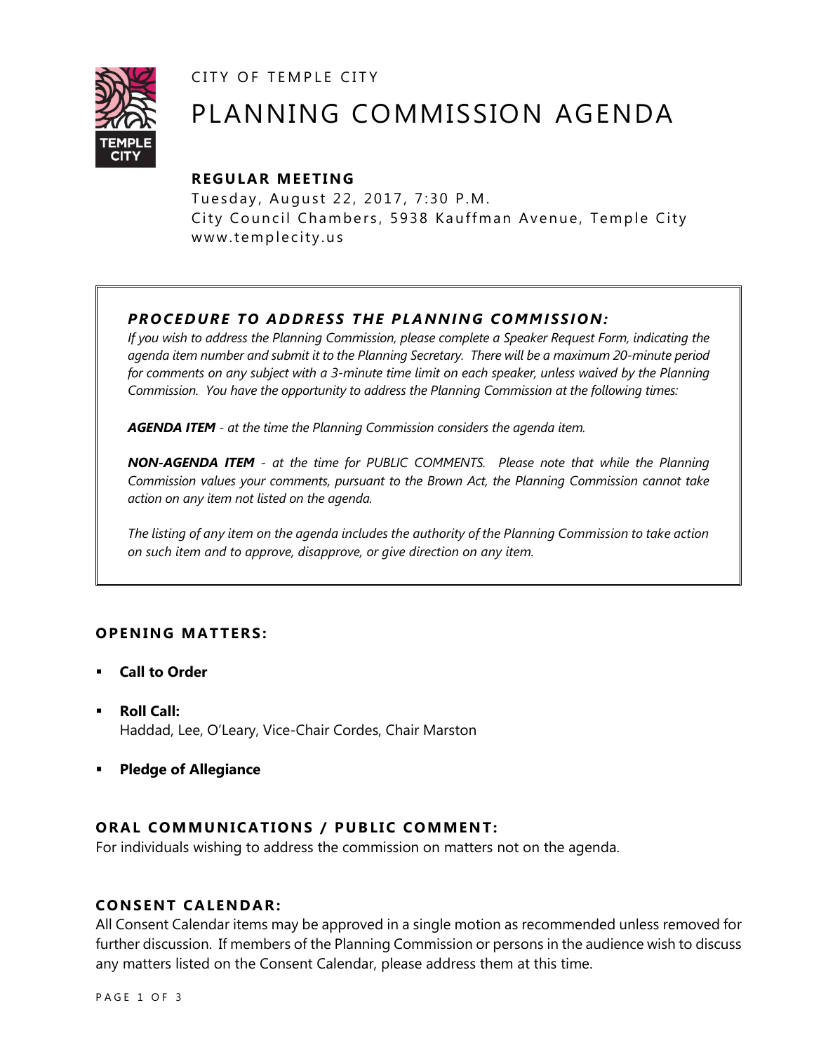CITY OF TEMPLE CITY

# PLANNING COMMISSION AGENDA

## REGULAR MEETING

Tuesday, August 22, 2017, 7:30 P.M.
City Council Chambers, 5938 Kauffman Avenue, Temple City
www.templecity.us

### *PROCEDURE TO ADDRESS THE PLANNING COMMISSION:*

*If you wish to address the Planning Commission, please complete a Speaker Request Form, indicating the agenda item number and submit it to the Planning Secretary. There will be a maximum 20-minute period for comments on any subject with a 3-minute time limit on each speaker, unless waived by the Planning Commission. You have the opportunity to address the Planning Commission at the following times:*

***AGENDA ITEM*** *- at the time the Planning Commission considers the agenda item.*

***NON-AGENDA ITEM*** *- at the time for PUBLIC COMMENTS. Please note that while the Planning Commission values your comments, pursuant to the Brown Act, the Planning Commission cannot take action on any item not listed on the agenda.*

*The listing of any item on the agenda includes the authority of the Planning Commission to take action on such item and to approve, disapprove, or give direction on any item.*

## OPENING MATTERS:

- **Call to Order**
- **Roll Call:**
  Haddad, Lee, O'Leary, Vice-Chair Cordes, Chair Marston
- **Pledge of Allegiance**

## ORAL COMMUNICATIONS / PUBLIC COMMENT:

For individuals wishing to address the commission on matters not on the agenda.

## CONSENT CALENDAR:

All Consent Calendar items may be approved in a single motion as recommended unless removed for further discussion. If members of the Planning Commission or persons in the audience wish to discuss any matters listed on the Consent Calendar, please address them at this time.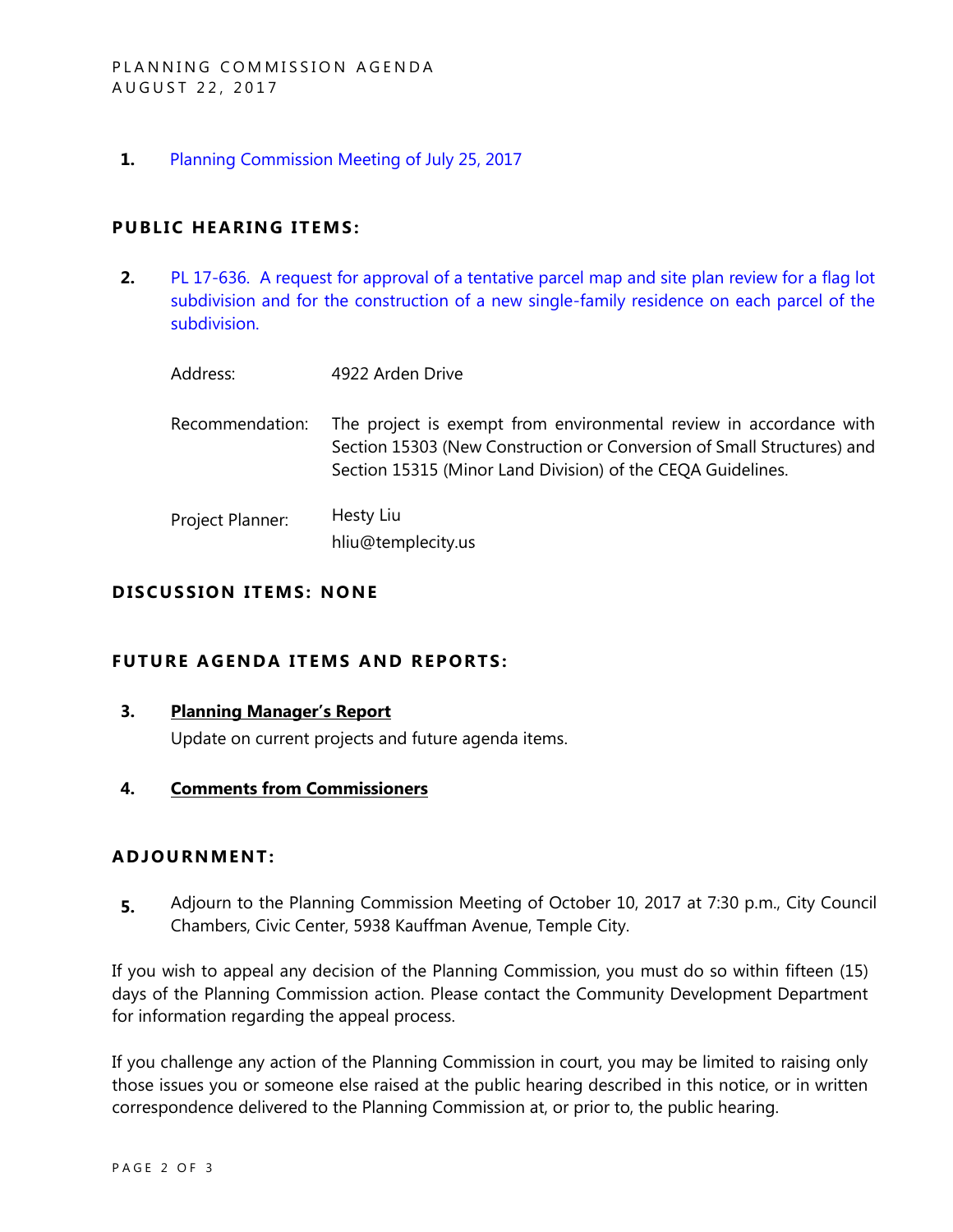1. Planning Commission Meeting of July 25, 2017

## PUBLIC HEARING ITEMS:

2. PL 17-636. A request for approval of a tentative parcel map and site plan review for a flag lot subdivision and for the construction of a new single-family residence on each parcel of the subdivision.

   Address: 4922 Arden Drive

   Recommendation: The project is exempt from environmental review in accordance with Section 15303 (New Construction or Conversion of Small Structures) and Section 15315 (Minor Land Division) of the CEQA Guidelines.

   Project Planner: Hesty Liu
   hliu@templecity.us

## DISCUSSION ITEMS: NONE

## FUTURE AGENDA ITEMS AND REPORTS:

3. **Planning Manager's Report**

   Update on current projects and future agenda items.

4. **Comments from Commissioners**

## ADJOURNMENT:

5. Adjourn to the Planning Commission Meeting of October 10, 2017 at 7:30 p.m., City Council Chambers, Civic Center, 5938 Kauffman Avenue, Temple City.

If you wish to appeal any decision of the Planning Commission, you must do so within fifteen (15) days of the Planning Commission action. Please contact the Community Development Department for information regarding the appeal process.

If you challenge any action of the Planning Commission in court, you may be limited to raising only those issues you or someone else raised at the public hearing described in this notice, or in written correspondence delivered to the Planning Commission at, or prior to, the public hearing.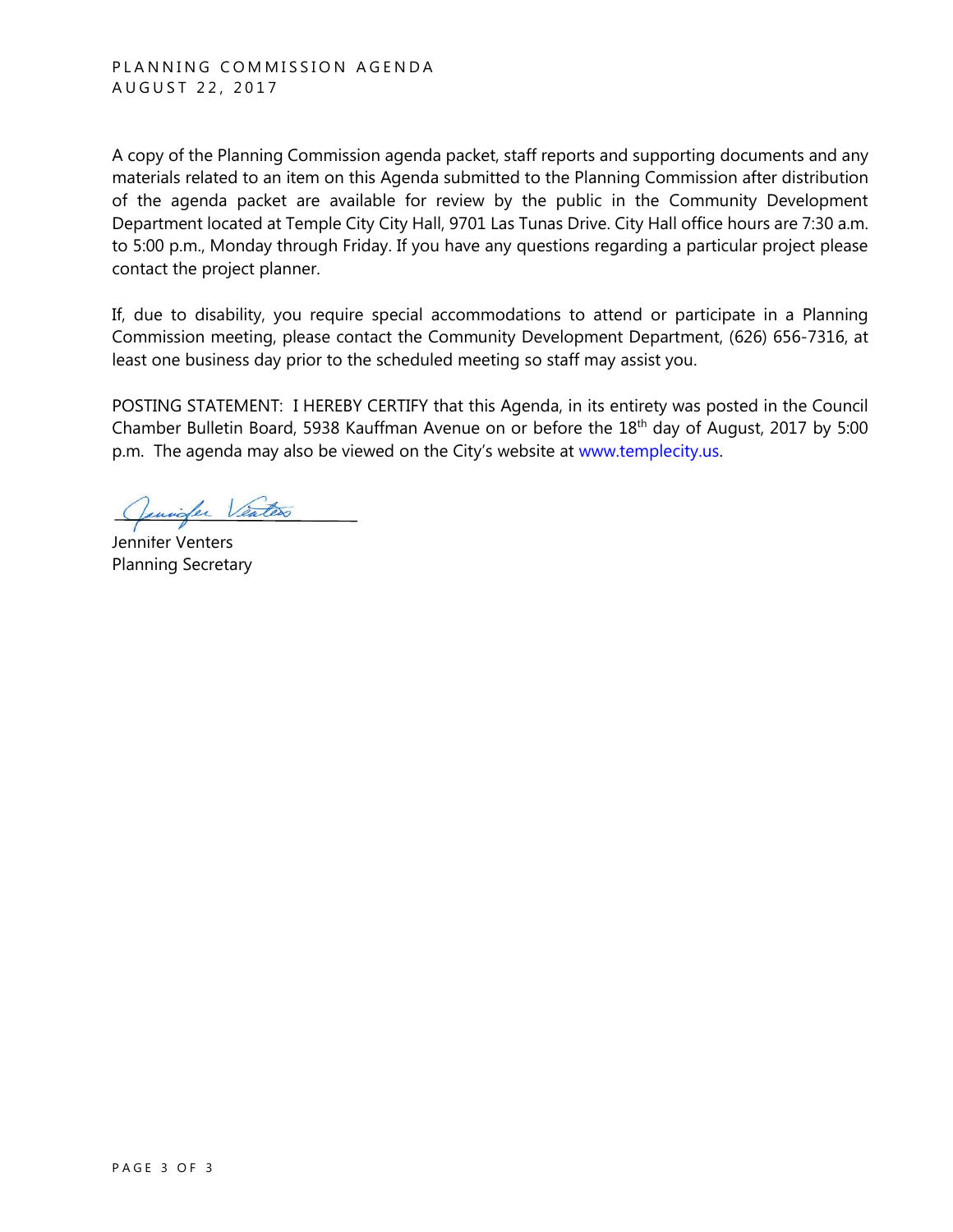A copy of the Planning Commission agenda packet, staff reports and supporting documents and any materials related to an item on this Agenda submitted to the Planning Commission after distribution of the agenda packet are available for review by the public in the Community Development Department located at Temple City City Hall, 9701 Las Tunas Drive. City Hall office hours are 7:30 a.m. to 5:00 p.m., Monday through Friday. If you have any questions regarding a particular project please contact the project planner.

If, due to disability, you require special accommodations to attend or participate in a Planning Commission meeting, please contact the Community Development Department, (626) 656-7316, at least one business day prior to the scheduled meeting so staff may assist you.

POSTING STATEMENT: I HEREBY CERTIFY that this Agenda, in its entirety was posted in the Council Chamber Bulletin Board, 5938 Kauffman Avenue on or before the 18th day of August, 2017 by 5:00 p.m. The agenda may also be viewed on the City's website at www.templecity.us.

Jennifer Venters
Planning Secretary